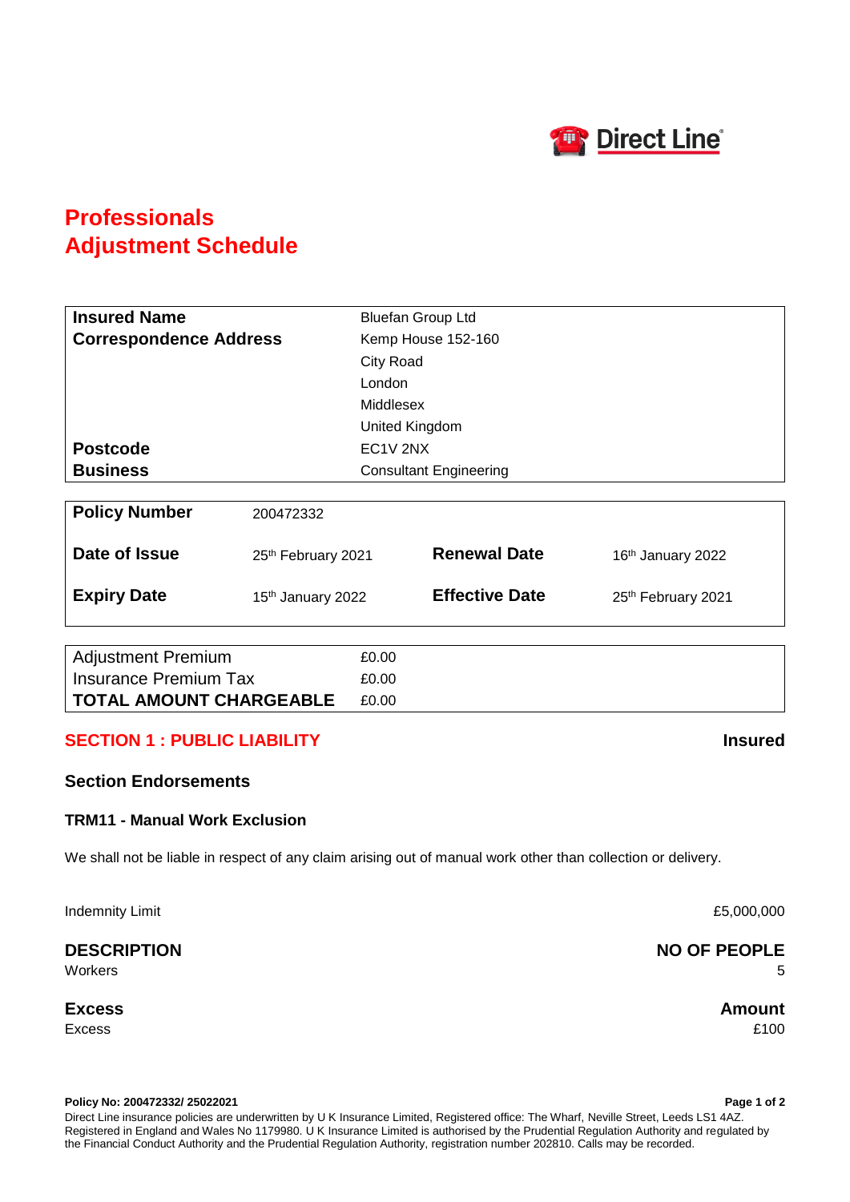Direct Line

# Professionals
# Adjustment Schedule

| | |
|---|---|
| **Insured Name** | Bluefan Group Ltd |
| **Correspondence Address** | Kemp House 152-160 |
| | City Road |
| | London |
| | Middlesex |
| | United Kingdom |
| **Postcode** | EC1V 2NX |
| **Business** | Consultant Engineering |

| | | | |
|---|---|---|---|
| **Policy Number** | 200472332 | | |
| **Date of Issue** | 25th February 2021 | **Renewal Date** | 16th January 2022 |
| **Expiry Date** | 15th January 2022 | **Effective Date** | 25th February 2021 |

| | |
|---|---|
| Adjustment Premium | £0.00 |
| Insurance Premium Tax | £0.00 |
| **TOTAL AMOUNT CHARGEABLE** | £0.00 |

## SECTION 1 : PUBLIC LIABILITY — Insured

### Section Endorsements

#### TRM11 - Manual Work Exclusion

We shall not be liable in respect of any claim arising out of manual work other than collection or delivery.

| | |
|---|---|
| Indemnity Limit | £5,000,000 |

| **DESCRIPTION** | **NO OF PEOPLE** |
|---|---|
| Workers | 5 |

| **Excess** | **Amount** |
|---|---|
| Excess | £100 |

**Policy No: 200472332/ 25022021**

Direct Line insurance policies are underwritten by U K Insurance Limited, Registered office: The Wharf, Neville Street, Leeds LS1 4AZ. Registered in England and Wales No 1179980. U K Insurance Limited is authorised by the Prudential Regulation Authority and regulated by the Financial Conduct Authority and the Prudential Regulation Authority, registration number 202810. Calls may be recorded.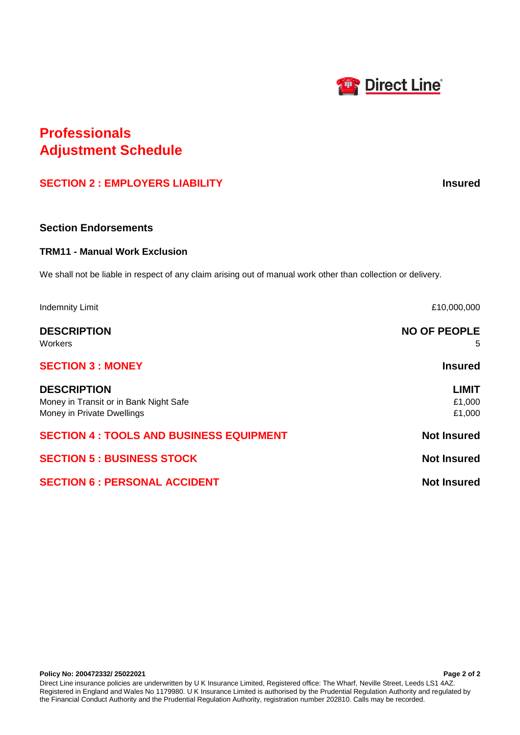# Professionals
# Adjustment Schedule

## SECTION 2 : EMPLOYERS LIABILITY — Insured

### Section Endorsements

**TRM11 - Manual Work Exclusion**

We shall not be liable in respect of any claim arising out of manual work other than collection or delivery.

| | |
|---|---|
| Indemnity Limit | £10,000,000 |

| DESCRIPTION | NO OF PEOPLE |
|---|---|
| Workers | 5 |

## SECTION 3 : MONEY — Insured

| DESCRIPTION | LIMIT |
|---|---|
| Money in Transit or in Bank Night Safe | £1,000 |
| Money in Private Dwellings | £1,000 |

## SECTION 4 : TOOLS AND BUSINESS EQUIPMENT — Not Insured

## SECTION 5 : BUSINESS STOCK — Not Insured

## SECTION 6 : PERSONAL ACCIDENT — Not Insured

**Policy No: 200472332/ 25022021**

Direct Line insurance policies are underwritten by U K Insurance Limited, Registered office: The Wharf, Neville Street, Leeds LS1 4AZ. Registered in England and Wales No 1179980. U K Insurance Limited is authorised by the Prudential Regulation Authority and regulated by the Financial Conduct Authority and the Prudential Regulation Authority, registration number 202810. Calls may be recorded.